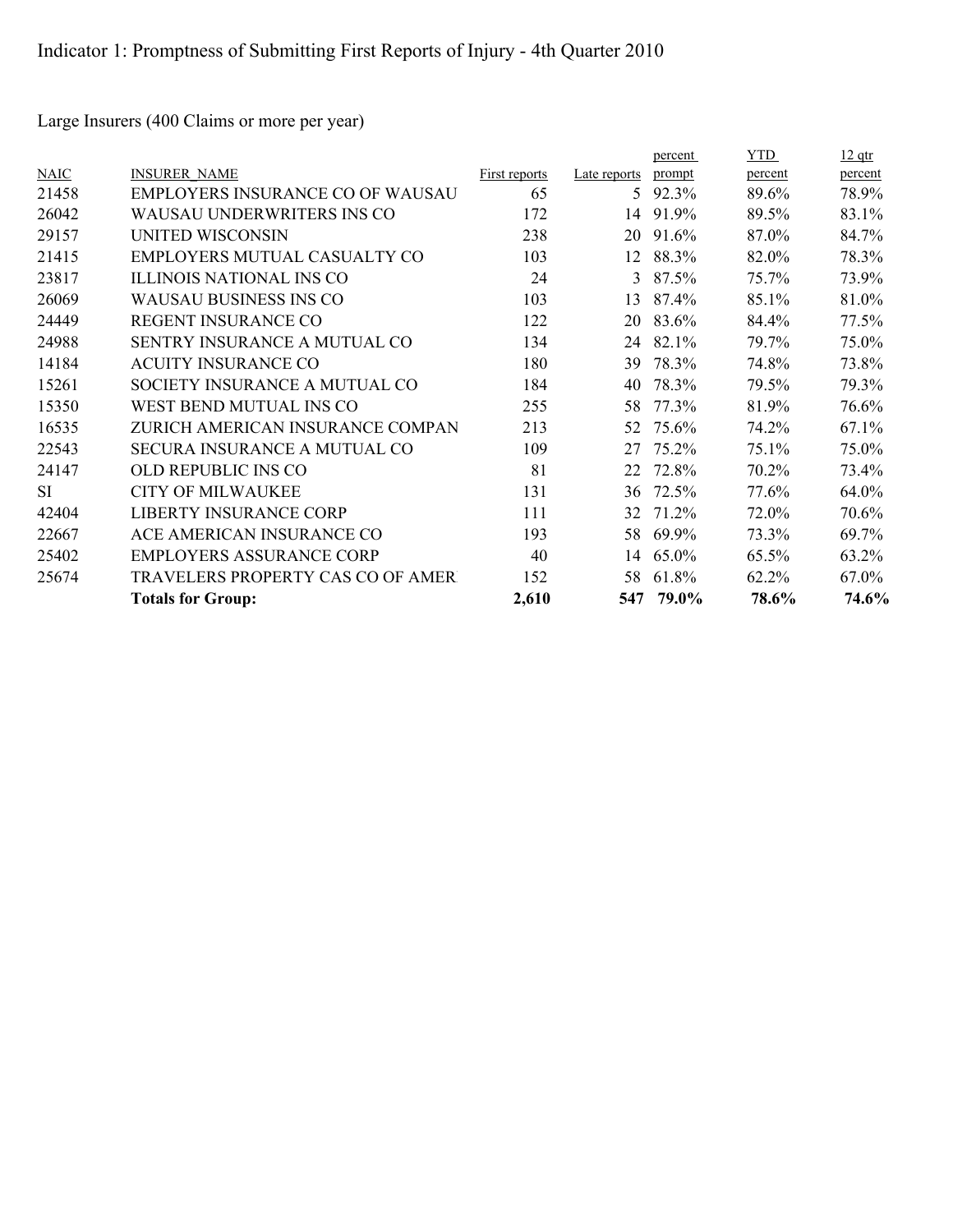# Indicator 1: Promptness of Submitting First Reports of Injury - 4th Quarter 2010

Large Insurers (400 Claims or more per year)

| NAIC | INSURER_NAME | First reports | Late reports | percent prompt | YTD percent | 12 qtr percent |
|---|---|---|---|---|---|---|
| 21458 | EMPLOYERS INSURANCE CO OF WAUSAU | 65 | 5 | 92.3% | 89.6% | 78.9% |
| 26042 | WAUSAU UNDERWRITERS INS CO | 172 | 14 | 91.9% | 89.5% | 83.1% |
| 29157 | UNITED WISCONSIN | 238 | 20 | 91.6% | 87.0% | 84.7% |
| 21415 | EMPLOYERS MUTUAL CASUALTY CO | 103 | 12 | 88.3% | 82.0% | 78.3% |
| 23817 | ILLINOIS NATIONAL INS CO | 24 | 3 | 87.5% | 75.7% | 73.9% |
| 26069 | WAUSAU BUSINESS INS CO | 103 | 13 | 87.4% | 85.1% | 81.0% |
| 24449 | REGENT INSURANCE CO | 122 | 20 | 83.6% | 84.4% | 77.5% |
| 24988 | SENTRY INSURANCE A MUTUAL CO | 134 | 24 | 82.1% | 79.7% | 75.0% |
| 14184 | ACUITY INSURANCE CO | 180 | 39 | 78.3% | 74.8% | 73.8% |
| 15261 | SOCIETY INSURANCE A MUTUAL CO | 184 | 40 | 78.3% | 79.5% | 79.3% |
| 15350 | WEST BEND MUTUAL INS CO | 255 | 58 | 77.3% | 81.9% | 76.6% |
| 16535 | ZURICH AMERICAN INSURANCE COMPAN | 213 | 52 | 75.6% | 74.2% | 67.1% |
| 22543 | SECURA INSURANCE A MUTUAL CO | 109 | 27 | 75.2% | 75.1% | 75.0% |
| 24147 | OLD REPUBLIC INS CO | 81 | 22 | 72.8% | 70.2% | 73.4% |
| SI | CITY OF MILWAUKEE | 131 | 36 | 72.5% | 77.6% | 64.0% |
| 42404 | LIBERTY INSURANCE CORP | 111 | 32 | 71.2% | 72.0% | 70.6% |
| 22667 | ACE AMERICAN INSURANCE CO | 193 | 58 | 69.9% | 73.3% | 69.7% |
| 25402 | EMPLOYERS ASSURANCE CORP | 40 | 14 | 65.0% | 65.5% | 63.2% |
| 25674 | TRAVELERS PROPERTY CAS CO OF AMER | 152 | 58 | 61.8% | 62.2% | 67.0% |
| | **Totals for Group:** | **2,610** | **547** | **79.0%** | **78.6%** | **74.6%** |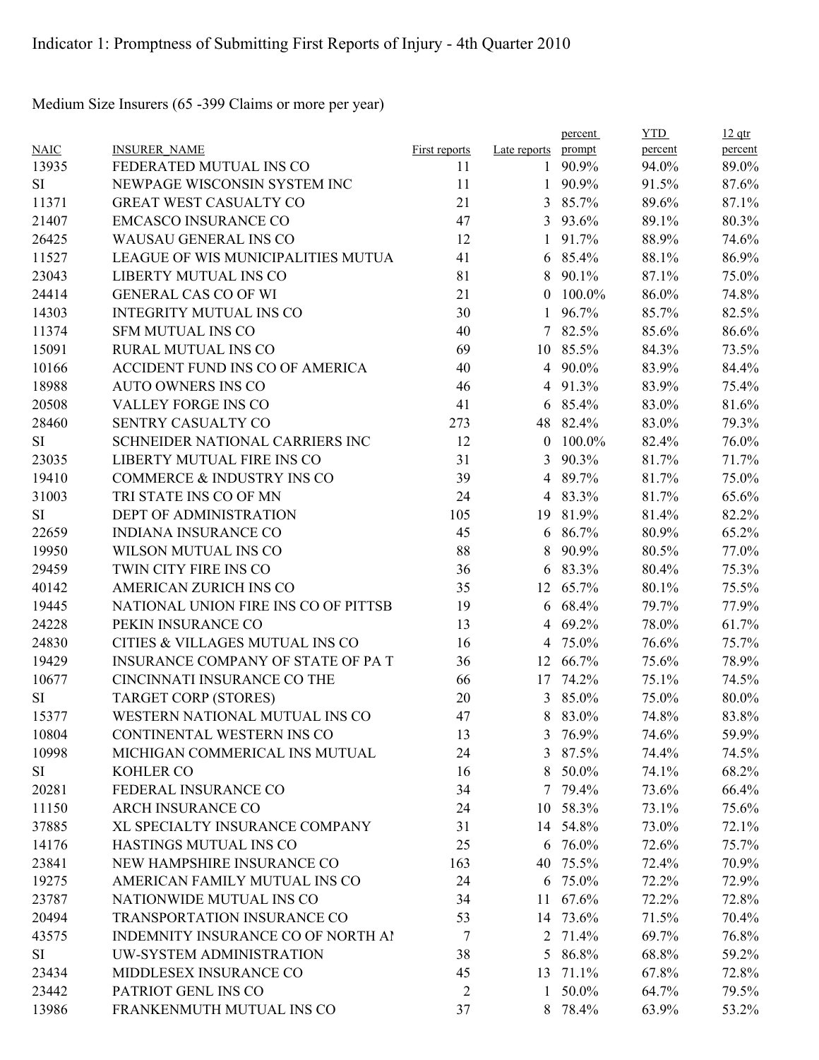Indicator 1: Promptness of Submitting First Reports of Injury - 4th Quarter 2010

Medium Size Insurers (65 -399 Claims or more per year)

| NAIC | INSURER_NAME | First reports | Late reports | percent prompt | YTD percent | 12 qtr percent |
|---|---|---|---|---|---|---|
| 13935 | FEDERATED MUTUAL INS CO | 11 | 1 | 90.9% | 94.0% | 89.0% |
| SI | NEWPAGE WISCONSIN SYSTEM INC | 11 | 1 | 90.9% | 91.5% | 87.6% |
| 11371 | GREAT WEST CASUALTY CO | 21 | 3 | 85.7% | 89.6% | 87.1% |
| 21407 | EMCASCO INSURANCE CO | 47 | 3 | 93.6% | 89.1% | 80.3% |
| 26425 | WAUSAU GENERAL INS CO | 12 | 1 | 91.7% | 88.9% | 74.6% |
| 11527 | LEAGUE OF WIS MUNICIPALITIES MUTUA | 41 | 6 | 85.4% | 88.1% | 86.9% |
| 23043 | LIBERTY MUTUAL INS CO | 81 | 8 | 90.1% | 87.1% | 75.0% |
| 24414 | GENERAL CAS CO OF WI | 21 | 0 | 100.0% | 86.0% | 74.8% |
| 14303 | INTEGRITY MUTUAL INS CO | 30 | 1 | 96.7% | 85.7% | 82.5% |
| 11374 | SFM MUTUAL INS CO | 40 | 7 | 82.5% | 85.6% | 86.6% |
| 15091 | RURAL MUTUAL INS CO | 69 | 10 | 85.5% | 84.3% | 73.5% |
| 10166 | ACCIDENT FUND INS CO OF AMERICA | 40 | 4 | 90.0% | 83.9% | 84.4% |
| 18988 | AUTO OWNERS INS CO | 46 | 4 | 91.3% | 83.9% | 75.4% |
| 20508 | VALLEY FORGE INS CO | 41 | 6 | 85.4% | 83.0% | 81.6% |
| 28460 | SENTRY CASUALTY CO | 273 | 48 | 82.4% | 83.0% | 79.3% |
| SI | SCHNEIDER NATIONAL CARRIERS INC | 12 | 0 | 100.0% | 82.4% | 76.0% |
| 23035 | LIBERTY MUTUAL FIRE INS CO | 31 | 3 | 90.3% | 81.7% | 71.7% |
| 19410 | COMMERCE & INDUSTRY INS CO | 39 | 4 | 89.7% | 81.7% | 75.0% |
| 31003 | TRI STATE INS CO OF MN | 24 | 4 | 83.3% | 81.7% | 65.6% |
| SI | DEPT OF ADMINISTRATION | 105 | 19 | 81.9% | 81.4% | 82.2% |
| 22659 | INDIANA INSURANCE CO | 45 | 6 | 86.7% | 80.9% | 65.2% |
| 19950 | WILSON MUTUAL INS CO | 88 | 8 | 90.9% | 80.5% | 77.0% |
| 29459 | TWIN CITY FIRE INS CO | 36 | 6 | 83.3% | 80.4% | 75.3% |
| 40142 | AMERICAN ZURICH INS CO | 35 | 12 | 65.7% | 80.1% | 75.5% |
| 19445 | NATIONAL UNION FIRE INS CO OF PITTSB | 19 | 6 | 68.4% | 79.7% | 77.9% |
| 24228 | PEKIN INSURANCE CO | 13 | 4 | 69.2% | 78.0% | 61.7% |
| 24830 | CITIES & VILLAGES MUTUAL INS CO | 16 | 4 | 75.0% | 76.6% | 75.7% |
| 19429 | INSURANCE COMPANY OF STATE OF PA T | 36 | 12 | 66.7% | 75.6% | 78.9% |
| 10677 | CINCINNATI INSURANCE CO THE | 66 | 17 | 74.2% | 75.1% | 74.5% |
| SI | TARGET CORP (STORES) | 20 | 3 | 85.0% | 75.0% | 80.0% |
| 15377 | WESTERN NATIONAL MUTUAL INS CO | 47 | 8 | 83.0% | 74.8% | 83.8% |
| 10804 | CONTINENTAL WESTERN INS CO | 13 | 3 | 76.9% | 74.6% | 59.9% |
| 10998 | MICHIGAN COMMERICAL INS MUTUAL | 24 | 3 | 87.5% | 74.4% | 74.5% |
| SI | KOHLER CO | 16 | 8 | 50.0% | 74.1% | 68.2% |
| 20281 | FEDERAL INSURANCE CO | 34 | 7 | 79.4% | 73.6% | 66.4% |
| 11150 | ARCH INSURANCE CO | 24 | 10 | 58.3% | 73.1% | 75.6% |
| 37885 | XL SPECIALTY INSURANCE COMPANY | 31 | 14 | 54.8% | 73.0% | 72.1% |
| 14176 | HASTINGS MUTUAL INS CO | 25 | 6 | 76.0% | 72.6% | 75.7% |
| 23841 | NEW HAMPSHIRE INSURANCE CO | 163 | 40 | 75.5% | 72.4% | 70.9% |
| 19275 | AMERICAN FAMILY MUTUAL INS CO | 24 | 6 | 75.0% | 72.2% | 72.9% |
| 23787 | NATIONWIDE MUTUAL INS CO | 34 | 11 | 67.6% | 72.2% | 72.8% |
| 20494 | TRANSPORTATION INSURANCE CO | 53 | 14 | 73.6% | 71.5% | 70.4% |
| 43575 | INDEMNITY INSURANCE CO OF NORTH AI | 7 | 2 | 71.4% | 69.7% | 76.8% |
| SI | UW-SYSTEM ADMINISTRATION | 38 | 5 | 86.8% | 68.8% | 59.2% |
| 23434 | MIDDLESEX INSURANCE CO | 45 | 13 | 71.1% | 67.8% | 72.8% |
| 23442 | PATRIOT GENL INS CO | 2 | 1 | 50.0% | 64.7% | 79.5% |
| 13986 | FRANKENMUTH MUTUAL INS CO | 37 | 8 | 78.4% | 63.9% | 53.2% |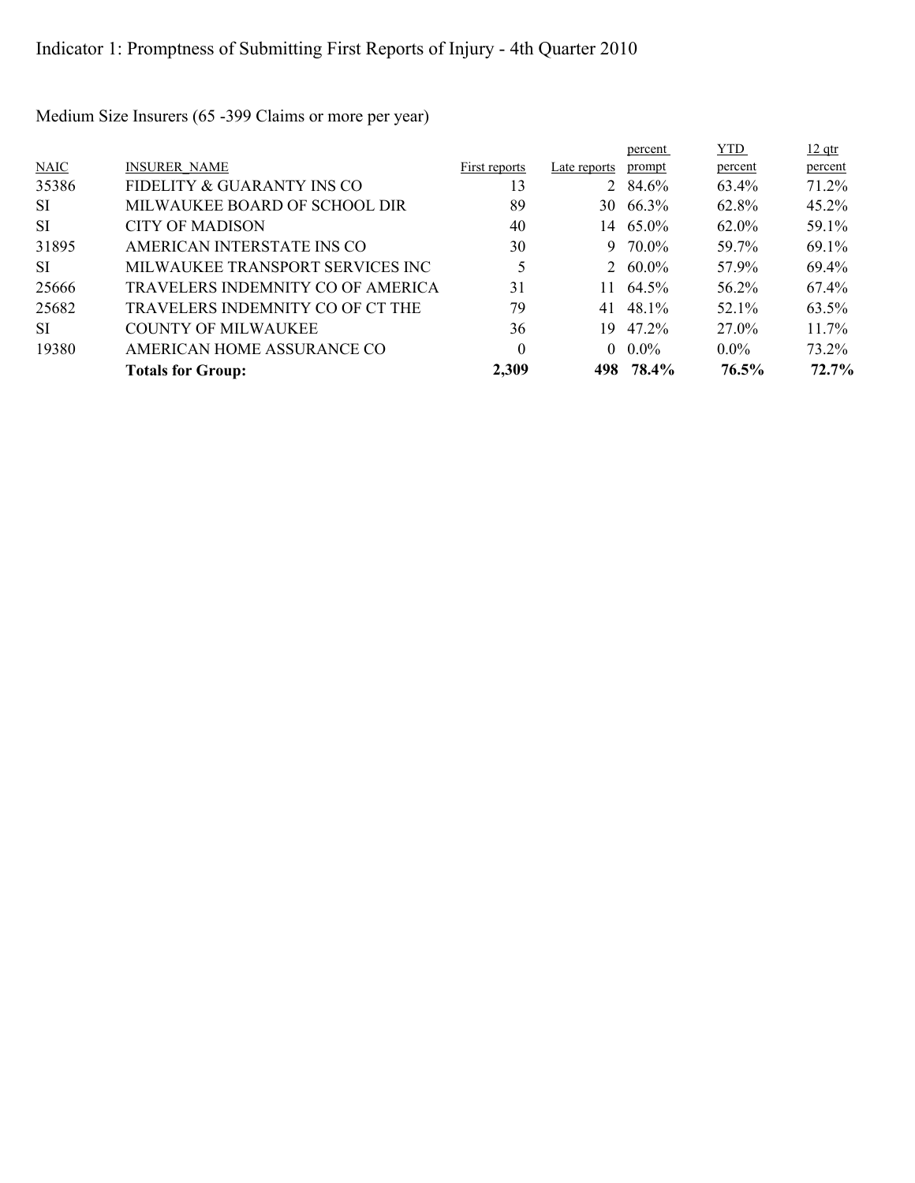# Indicator 1: Promptness of Submitting First Reports of Injury - 4th Quarter 2010

Medium Size Insurers (65 -399 Claims or more per year)

| NAIC | INSURER_NAME | First reports | Late reports | percent prompt | YTD percent | 12 qtr percent |
|---|---|---|---|---|---|---|
| 35386 | FIDELITY & GUARANTY INS CO | 13 | 2 | 84.6% | 63.4% | 71.2% |
| SI | MILWAUKEE BOARD OF SCHOOL DIR | 89 | 30 | 66.3% | 62.8% | 45.2% |
| SI | CITY OF MADISON | 40 | 14 | 65.0% | 62.0% | 59.1% |
| 31895 | AMERICAN INTERSTATE INS CO | 30 | 9 | 70.0% | 59.7% | 69.1% |
| SI | MILWAUKEE TRANSPORT SERVICES INC | 5 | 2 | 60.0% | 57.9% | 69.4% |
| 25666 | TRAVELERS INDEMNITY CO OF AMERICA | 31 | 11 | 64.5% | 56.2% | 67.4% |
| 25682 | TRAVELERS INDEMNITY CO OF CT THE | 79 | 41 | 48.1% | 52.1% | 63.5% |
| SI | COUNTY OF MILWAUKEE | 36 | 19 | 47.2% | 27.0% | 11.7% |
| 19380 | AMERICAN HOME ASSURANCE CO | 0 | 0 | 0.0% | 0.0% | 73.2% |
| | **Totals for Group:** | **2,309** | **498** | **78.4%** | **76.5%** | **72.7%** |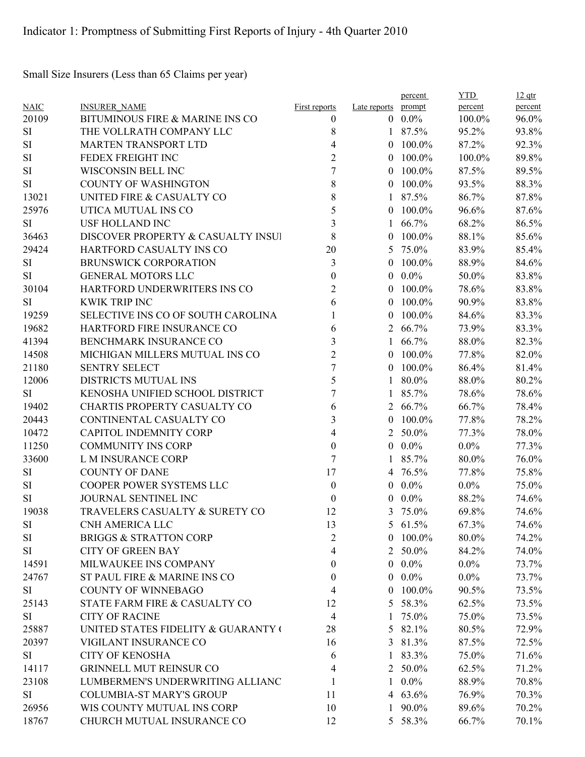# Indicator 1: Promptness of Submitting First Reports of Injury - 4th Quarter 2010

Small Size Insurers (Less than 65 Claims per year)

| NAIC | INSURER_NAME | First reports | Late reports | percent prompt | YTD percent | 12 qtr percent |
|---|---|---|---|---|---|---|
| 20109 | BITUMINOUS FIRE & MARINE INS CO | 0 | 0 | 0.0% | 100.0% | 96.0% |
| SI | THE VOLLRATH COMPANY LLC | 8 | 1 | 87.5% | 95.2% | 93.8% |
| SI | MARTEN TRANSPORT LTD | 4 | 0 | 100.0% | 87.2% | 92.3% |
| SI | FEDEX FREIGHT INC | 2 | 0 | 100.0% | 100.0% | 89.8% |
| SI | WISCONSIN BELL INC | 7 | 0 | 100.0% | 87.5% | 89.5% |
| SI | COUNTY OF WASHINGTON | 8 | 0 | 100.0% | 93.5% | 88.3% |
| 13021 | UNITED FIRE & CASUALTY CO | 8 | 1 | 87.5% | 86.7% | 87.8% |
| 25976 | UTICA MUTUAL INS CO | 5 | 0 | 100.0% | 96.6% | 87.6% |
| SI | USF HOLLAND INC | 3 | 1 | 66.7% | 68.2% | 86.5% |
| 36463 | DISCOVER PROPERTY & CASUALTY INSUI | 8 | 0 | 100.0% | 88.1% | 85.6% |
| 29424 | HARTFORD CASUALTY INS CO | 20 | 5 | 75.0% | 83.9% | 85.4% |
| SI | BRUNSWICK CORPORATION | 3 | 0 | 100.0% | 88.9% | 84.6% |
| SI | GENERAL MOTORS LLC | 0 | 0 | 0.0% | 50.0% | 83.8% |
| 30104 | HARTFORD UNDERWRITERS INS CO | 2 | 0 | 100.0% | 78.6% | 83.8% |
| SI | KWIK TRIP INC | 6 | 0 | 100.0% | 90.9% | 83.8% |
| 19259 | SELECTIVE INS CO OF SOUTH CAROLINA | 1 | 0 | 100.0% | 84.6% | 83.3% |
| 19682 | HARTFORD FIRE INSURANCE CO | 6 | 2 | 66.7% | 73.9% | 83.3% |
| 41394 | BENCHMARK INSURANCE CO | 3 | 1 | 66.7% | 88.0% | 82.3% |
| 14508 | MICHIGAN MILLERS MUTUAL INS CO | 2 | 0 | 100.0% | 77.8% | 82.0% |
| 21180 | SENTRY SELECT | 7 | 0 | 100.0% | 86.4% | 81.4% |
| 12006 | DISTRICTS MUTUAL INS | 5 | 1 | 80.0% | 88.0% | 80.2% |
| SI | KENOSHA UNIFIED SCHOOL DISTRICT | 7 | 1 | 85.7% | 78.6% | 78.6% |
| 19402 | CHARTIS PROPERTY CASUALTY CO | 6 | 2 | 66.7% | 66.7% | 78.4% |
| 20443 | CONTINENTAL CASUALTY CO | 3 | 0 | 100.0% | 77.8% | 78.2% |
| 10472 | CAPITOL INDEMNITY CORP | 4 | 2 | 50.0% | 77.3% | 78.0% |
| 11250 | COMMUNITY INS CORP | 0 | 0 | 0.0% | 0.0% | 77.3% |
| 33600 | L M INSURANCE CORP | 7 | 1 | 85.7% | 80.0% | 76.0% |
| SI | COUNTY OF DANE | 17 | 4 | 76.5% | 77.8% | 75.8% |
| SI | COOPER POWER SYSTEMS LLC | 0 | 0 | 0.0% | 0.0% | 75.0% |
| SI | JOURNAL SENTINEL INC | 0 | 0 | 0.0% | 88.2% | 74.6% |
| 19038 | TRAVELERS CASUALTY & SURETY CO | 12 | 3 | 75.0% | 69.8% | 74.6% |
| SI | CNH AMERICA LLC | 13 | 5 | 61.5% | 67.3% | 74.6% |
| SI | BRIGGS & STRATTON CORP | 2 | 0 | 100.0% | 80.0% | 74.2% |
| SI | CITY OF GREEN BAY | 4 | 2 | 50.0% | 84.2% | 74.0% |
| 14591 | MILWAUKEE INS COMPANY | 0 | 0 | 0.0% | 0.0% | 73.7% |
| 24767 | ST PAUL FIRE & MARINE INS CO | 0 | 0 | 0.0% | 0.0% | 73.7% |
| SI | COUNTY OF WINNEBAGO | 4 | 0 | 100.0% | 90.5% | 73.5% |
| 25143 | STATE FARM FIRE & CASUALTY CO | 12 | 5 | 58.3% | 62.5% | 73.5% |
| SI | CITY OF RACINE | 4 | 1 | 75.0% | 75.0% | 73.5% |
| 25887 | UNITED STATES FIDELITY & GUARANTY ( | 28 | 5 | 82.1% | 80.5% | 72.9% |
| 20397 | VIGILANT INSURANCE CO | 16 | 3 | 81.3% | 87.5% | 72.5% |
| SI | CITY OF KENOSHA | 6 | 1 | 83.3% | 75.0% | 71.6% |
| 14117 | GRINNELL MUT REINSUR CO | 4 | 2 | 50.0% | 62.5% | 71.2% |
| 23108 | LUMBERMEN'S UNDERWRITING ALLIANC | 1 | 1 | 0.0% | 88.9% | 70.8% |
| SI | COLUMBIA-ST MARY'S GROUP | 11 | 4 | 63.6% | 76.9% | 70.3% |
| 26956 | WIS COUNTY MUTUAL INS CORP | 10 | 1 | 90.0% | 89.6% | 70.2% |
| 18767 | CHURCH MUTUAL INSURANCE CO | 12 | 5 | 58.3% | 66.7% | 70.1% |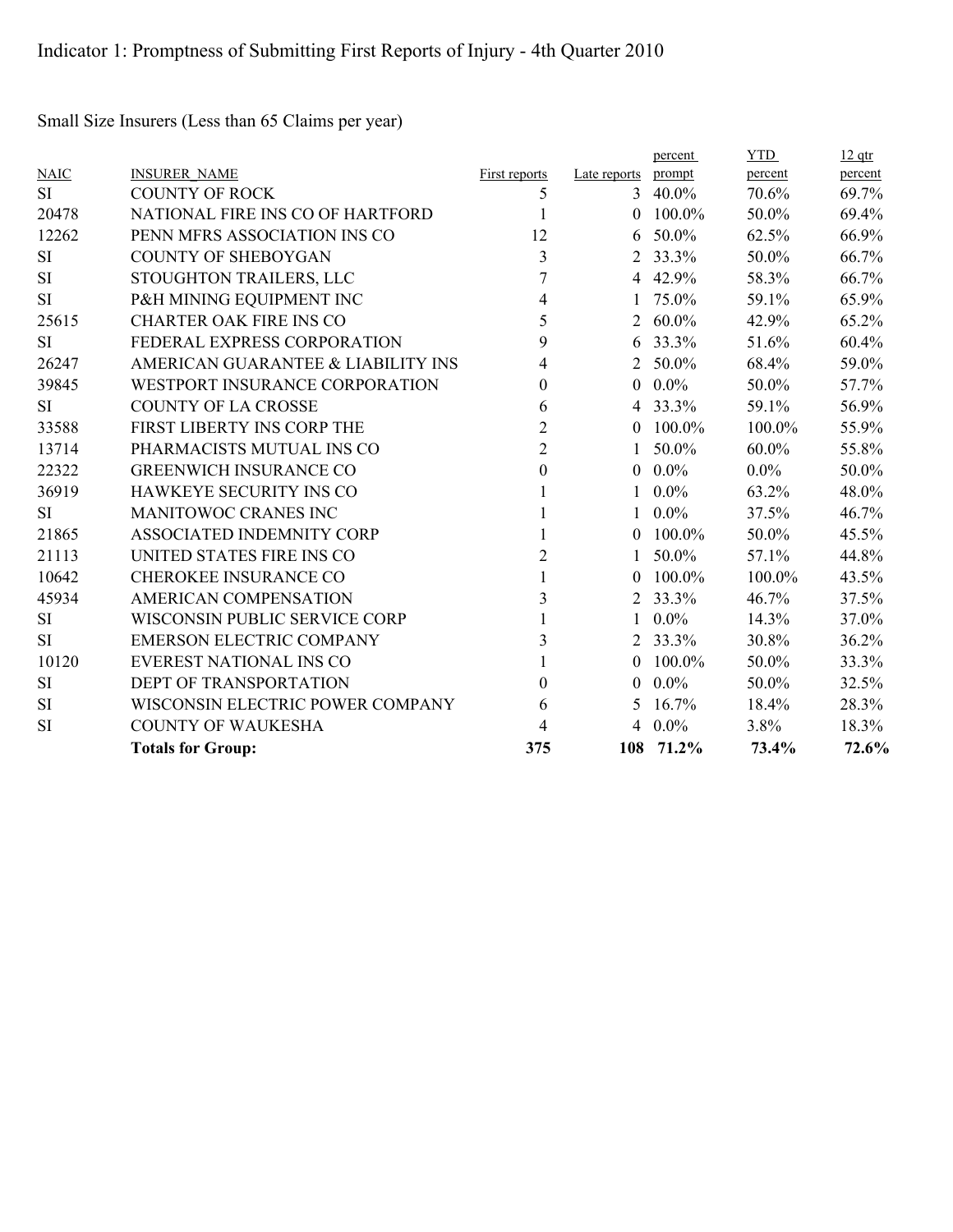# Indicator 1: Promptness of Submitting First Reports of Injury - 4th Quarter 2010

## Small Size Insurers (Less than 65 Claims per year)

| NAIC | INSURER_NAME | First reports | Late reports | percent prompt | YTD percent | 12 qtr percent |
|---|---|---|---|---|---|---|
| SI | COUNTY OF ROCK | 5 | 3 | 40.0% | 70.6% | 69.7% |
| 20478 | NATIONAL FIRE INS CO OF HARTFORD | 1 | 0 | 100.0% | 50.0% | 69.4% |
| 12262 | PENN MFRS ASSOCIATION INS CO | 12 | 6 | 50.0% | 62.5% | 66.9% |
| SI | COUNTY OF SHEBOYGAN | 3 | 2 | 33.3% | 50.0% | 66.7% |
| SI | STOUGHTON TRAILERS, LLC | 7 | 4 | 42.9% | 58.3% | 66.7% |
| SI | P&H MINING EQUIPMENT INC | 4 | 1 | 75.0% | 59.1% | 65.9% |
| 25615 | CHARTER OAK FIRE INS CO | 5 | 2 | 60.0% | 42.9% | 65.2% |
| SI | FEDERAL EXPRESS CORPORATION | 9 | 6 | 33.3% | 51.6% | 60.4% |
| 26247 | AMERICAN GUARANTEE & LIABILITY INS | 4 | 2 | 50.0% | 68.4% | 59.0% |
| 39845 | WESTPORT INSURANCE CORPORATION | 0 | 0 | 0.0% | 50.0% | 57.7% |
| SI | COUNTY OF LA CROSSE | 6 | 4 | 33.3% | 59.1% | 56.9% |
| 33588 | FIRST LIBERTY INS CORP THE | 2 | 0 | 100.0% | 100.0% | 55.9% |
| 13714 | PHARMACISTS MUTUAL INS CO | 2 | 1 | 50.0% | 60.0% | 55.8% |
| 22322 | GREENWICH INSURANCE CO | 0 | 0 | 0.0% | 0.0% | 50.0% |
| 36919 | HAWKEYE SECURITY INS CO | 1 | 1 | 0.0% | 63.2% | 48.0% |
| SI | MANITOWOC CRANES INC | 1 | 1 | 0.0% | 37.5% | 46.7% |
| 21865 | ASSOCIATED INDEMNITY CORP | 1 | 0 | 100.0% | 50.0% | 45.5% |
| 21113 | UNITED STATES FIRE INS CO | 2 | 1 | 50.0% | 57.1% | 44.8% |
| 10642 | CHEROKEE INSURANCE CO | 1 | 0 | 100.0% | 100.0% | 43.5% |
| 45934 | AMERICAN COMPENSATION | 3 | 2 | 33.3% | 46.7% | 37.5% |
| SI | WISCONSIN PUBLIC SERVICE CORP | 1 | 1 | 0.0% | 14.3% | 37.0% |
| SI | EMERSON ELECTRIC COMPANY | 3 | 2 | 33.3% | 30.8% | 36.2% |
| 10120 | EVEREST NATIONAL INS CO | 1 | 0 | 100.0% | 50.0% | 33.3% |
| SI | DEPT OF TRANSPORTATION | 0 | 0 | 0.0% | 50.0% | 32.5% |
| SI | WISCONSIN ELECTRIC POWER COMPANY | 6 | 5 | 16.7% | 18.4% | 28.3% |
| SI | COUNTY OF WAUKESHA | 4 | 4 | 0.0% | 3.8% | 18.3% |
| | **Totals for Group:** | **375** | **108** | **71.2%** | **73.4%** | **72.6%** |